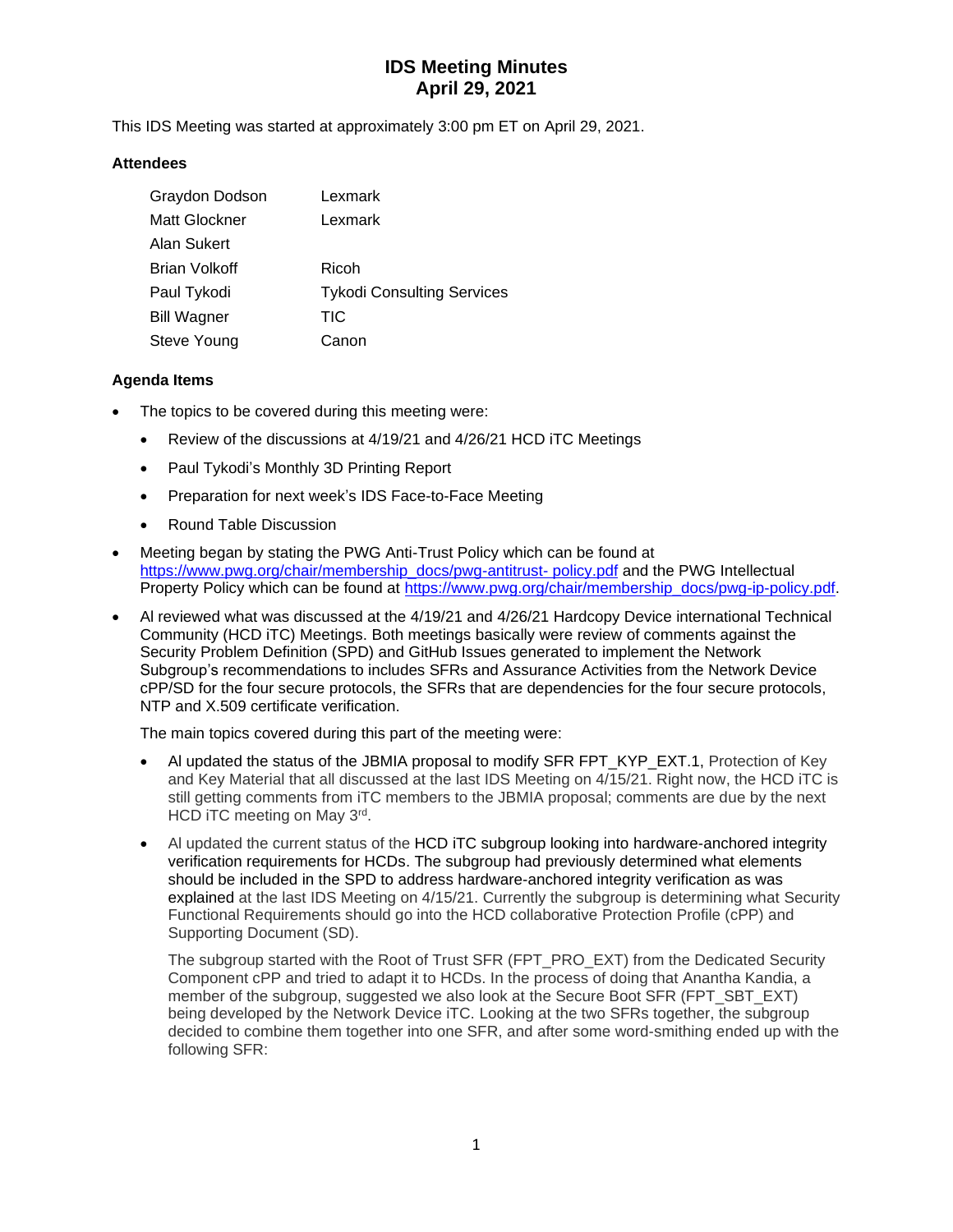# IDS Meeting Minutes
# April 29, 2021

This IDS Meeting was started at approximately 3:00 pm ET on April 29, 2021.

### Attendees

| | |
|---|---|
| Graydon Dodson | Lexmark |
| Matt Glockner | Lexmark |
| Alan Sukert | |
| Brian Volkoff | Ricoh |
| Paul Tykodi | Tykodi Consulting Services |
| Bill Wagner | TIC |
| Steve Young | Canon |

### Agenda Items

- The topics to be covered during this meeting were:
  - Review of the discussions at 4/19/21 and 4/26/21 HCD iTC Meetings
  - Paul Tykodi's Monthly 3D Printing Report
  - Preparation for next week's IDS Face-to-Face Meeting
  - Round Table Discussion
- Meeting began by stating the PWG Anti-Trust Policy which can be found at https://www.pwg.org/chair/membership_docs/pwg-antitrust- policy.pdf and the PWG Intellectual Property Policy which can be found at https://www.pwg.org/chair/membership_docs/pwg-ip-policy.pdf.
- Al reviewed what was discussed at the 4/19/21 and 4/26/21 Hardcopy Device international Technical Community (HCD iTC) Meetings. Both meetings basically were review of comments against the Security Problem Definition (SPD) and GitHub Issues generated to implement the Network Subgroup's recommendations to includes SFRs and Assurance Activities from the Network Device cPP/SD for the four secure protocols, the SFRs that are dependencies for the four secure protocols, NTP and X.509 certificate verification.

  The main topics covered during this part of the meeting were:

  - Al updated the status of the JBMIA proposal to modify SFR FPT_KYP_EXT.1, Protection of Key and Key Material that all discussed at the last IDS Meeting on 4/15/21. Right now, the HCD iTC is still getting comments from iTC members to the JBMIA proposal; comments are due by the next HCD iTC meeting on May 3rd.
  - Al updated the current status of the HCD iTC subgroup looking into hardware-anchored integrity verification requirements for HCDs. The subgroup had previously determined what elements should be included in the SPD to address hardware-anchored integrity verification as was explained at the last IDS Meeting on 4/15/21. Currently the subgroup is determining what Security Functional Requirements should go into the HCD collaborative Protection Profile (cPP) and Supporting Document (SD).

    The subgroup started with the Root of Trust SFR (FPT_PRO_EXT) from the Dedicated Security Component cPP and tried to adapt it to HCDs. In the process of doing that Anantha Kandia, a member of the subgroup, suggested we also look at the Secure Boot SFR (FPT_SBT_EXT) being developed by the Network Device iTC. Looking at the two SFRs together, the subgroup decided to combine them together into one SFR, and after some word-smithing ended up with the following SFR: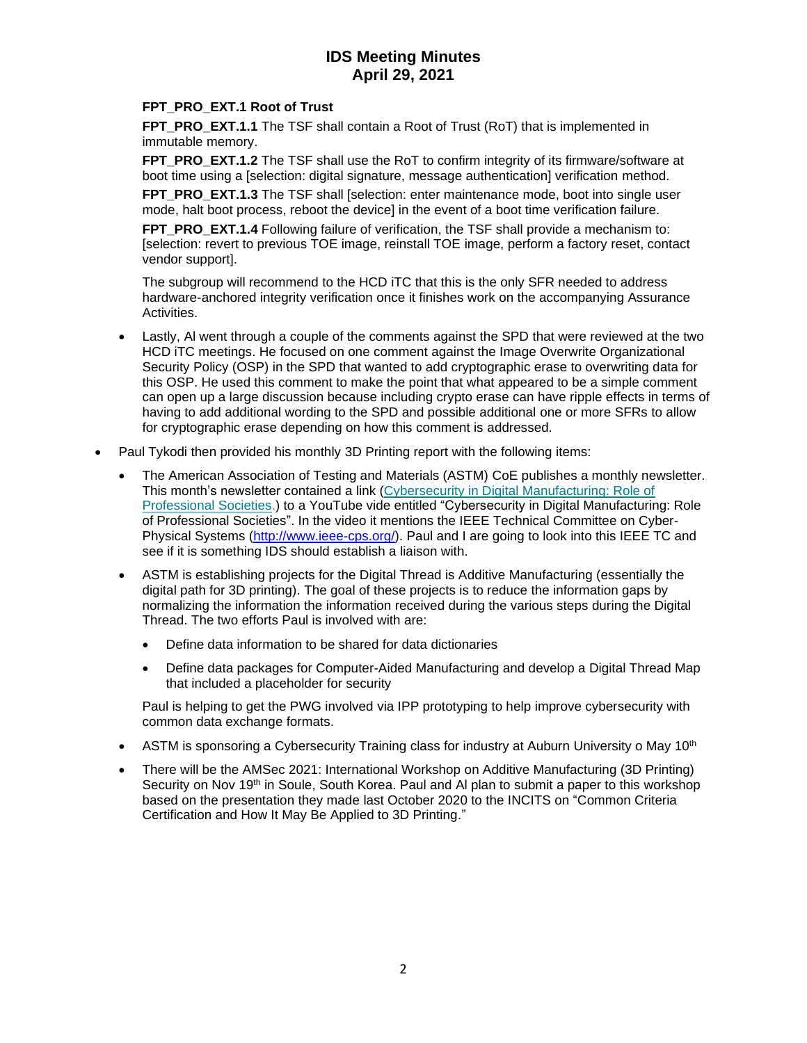**FPT_PRO_EXT.1 Root of Trust**

**FPT_PRO_EXT.1.1** The TSF shall contain a Root of Trust (RoT) that is implemented in immutable memory.

**FPT_PRO_EXT.1.2** The TSF shall use the RoT to confirm integrity of its firmware/software at boot time using a [selection: digital signature, message authentication] verification method.

**FPT_PRO_EXT.1.3** The TSF shall [selection: enter maintenance mode, boot into single user mode, halt boot process, reboot the device] in the event of a boot time verification failure.

**FPT_PRO_EXT.1.4** Following failure of verification, the TSF shall provide a mechanism to: [selection: revert to previous TOE image, reinstall TOE image, perform a factory reset, contact vendor support].

The subgroup will recommend to the HCD iTC that this is the only SFR needed to address hardware-anchored integrity verification once it finishes work on the accompanying Assurance Activities.

- Lastly, Al went through a couple of the comments against the SPD that were reviewed at the two HCD iTC meetings. He focused on one comment against the Image Overwrite Organizational Security Policy (OSP) in the SPD that wanted to add cryptographic erase to overwriting data for this OSP. He used this comment to make the point that what appeared to be a simple comment can open up a large discussion because including crypto erase can have ripple effects in terms of having to add additional wording to the SPD and possible additional one or more SFRs to allow for cryptographic erase depending on how this comment is addressed.

- Paul Tykodi then provided his monthly 3D Printing report with the following items:
  - The American Association of Testing and Materials (ASTM) CoE publishes a monthly newsletter. This month's newsletter contained a link ([Cybersecurity in Digital Manufacturing: Role of Professional Societies.](Cybersecurity in Digital Manufacturing: Role of Professional Societies.)) to a YouTube vide entitled "Cybersecurity in Digital Manufacturing: Role of Professional Societies". In the video it mentions the IEEE Technical Committee on Cyber-Physical Systems ([http://www.ieee-cps.org/](http://www.ieee-cps.org/)). Paul and I are going to look into this IEEE TC and see if it is something IDS should establish a liaison with.
  - ASTM is establishing projects for the Digital Thread is Additive Manufacturing (essentially the digital path for 3D printing). The goal of these projects is to reduce the information gaps by normalizing the information the information received during the various steps during the Digital Thread. The two efforts Paul is involved with are:
    - Define data information to be shared for data dictionaries
    - Define data packages for Computer-Aided Manufacturing and develop a Digital Thread Map that included a placeholder for security

    Paul is helping to get the PWG involved via IPP prototyping to help improve cybersecurity with common data exchange formats.
  - ASTM is sponsoring a Cybersecurity Training class for industry at Auburn University o May 10th
  - There will be the AMSec 2021: International Workshop on Additive Manufacturing (3D Printing) Security on Nov 19th in Soule, South Korea. Paul and Al plan to submit a paper to this workshop based on the presentation they made last October 2020 to the INCITS on "Common Criteria Certification and How It May Be Applied to 3D Printing."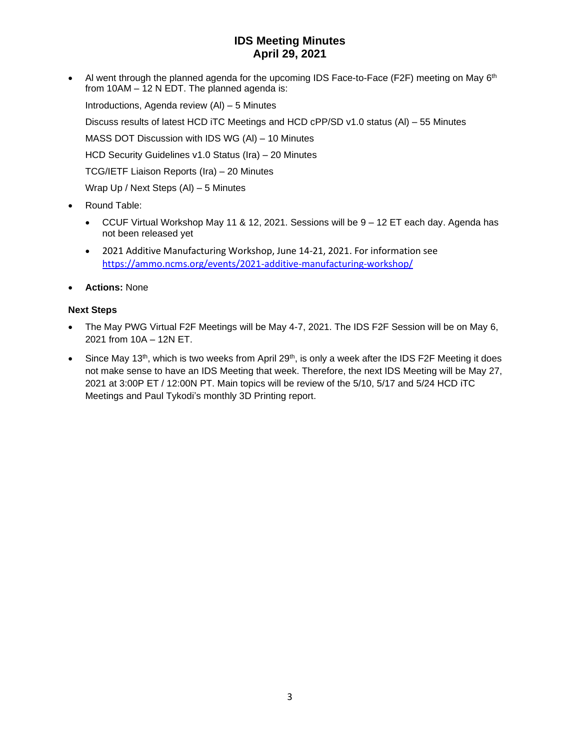- Al went through the planned agenda for the upcoming IDS Face-to-Face (F2F) meeting on May 6th from 10AM – 12 N EDT. The planned agenda is:

  Introductions, Agenda review (Al) – 5 Minutes

  Discuss results of latest HCD iTC Meetings and HCD cPP/SD v1.0 status (Al) – 55 Minutes

  MASS DOT Discussion with IDS WG (Al) – 10 Minutes

  HCD Security Guidelines v1.0 Status (Ira) – 20 Minutes

  TCG/IETF Liaison Reports (Ira) – 20 Minutes

  Wrap Up / Next Steps (Al) – 5 Minutes

- Round Table:
  - CCUF Virtual Workshop May 11 & 12, 2021. Sessions will be 9 – 12 ET each day. Agenda has not been released yet
  - 2021 Additive Manufacturing Workshop, June 14-21, 2021. For information see https://ammo.ncms.org/events/2021-additive-manufacturing-workshop/

- **Actions:** None

**Next Steps**

- The May PWG Virtual F2F Meetings will be May 4-7, 2021. The IDS F2F Session will be on May 6, 2021 from 10A – 12N ET.
- Since May 13th, which is two weeks from April 29th, is only a week after the IDS F2F Meeting it does not make sense to have an IDS Meeting that week. Therefore, the next IDS Meeting will be May 27, 2021 at 3:00P ET / 12:00N PT. Main topics will be review of the 5/10, 5/17 and 5/24 HCD iTC Meetings and Paul Tykodi's monthly 3D Printing report.